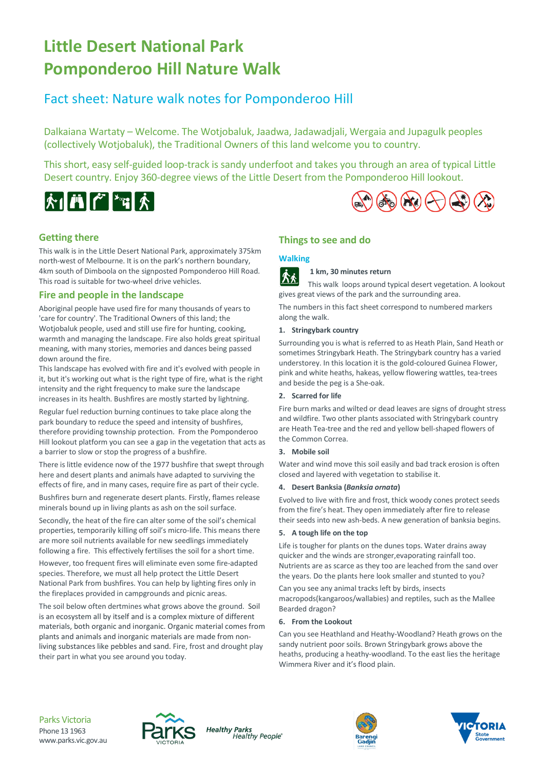# Little Desert National Park Pomponderoo Hill Nature Walk

## Fact sheet: Nature walk notes for Pomponderoo Hill

Dalkaiana Wartaty – Welcome. The Wotjobaluk, Jaadwa, Jadawadjali, Wergaia and Jupagulk peoples (collectively Wotjobaluk), the Traditional Owners of this land welcome you to country.

This short, easy self-guided loop-track is sandy underfoot and takes you through an area of typical Little Desert country. Enjoy 360-degree views of the Little Desert from the Pomponderoo Hill lookout.

## Getting there

This walk is in the Little Desert National Park, approximately 375km north-west of Melbourne. It is on the park's northern boundary, 4km south of Dimboola on the signposted Pomponderoo Hill Road. This road is suitable for two-wheel drive vehicles.

## Fire and people in the landscape

Aboriginal people have used fire for many thousands of years to 'care for country'. The Traditional Owners of this land; the Wotjobaluk people, used and still use fire for hunting, cooking, warmth and managing the landscape. Fire also holds great spiritual meaning, with many stories, memories and dances being passed down around the fire.

This landscape has evolved with fire and it's evolved with people in it, but it's working out what is the right type of fire, what is the right intensity and the right frequency to make sure the landscape increases in its health. Bushfires are mostly started by lightning.

Regular fuel reduction burning continues to take place along the park boundary to reduce the speed and intensity of bushfires, therefore providing township protection. From the Pomponderoo Hill lookout platform you can see a gap in the vegetation that acts as a barrier to slow or stop the progress of a bushfire.

There is little evidence now of the 1977 bushfire that swept through here and desert plants and animals have adapted to surviving the effects of fire, and in many cases, require fire as part of their cycle.

Bushfires burn and regenerate desert plants. Firstly, flames release minerals bound up in living plants as ash on the soil surface.

Secondly, the heat of the fire can alter some of the soil's chemical properties, temporarily killing off soil's micro-life. This means there are more soil nutrients available for new seedlings immediately following a fire. This effectively fertilises the soil for a short time.

However, too frequent fires will eliminate even some fire-adapted species. Therefore, we must all help protect the Little Desert National Park from bushfires. You can help by lighting fires only in the fireplaces provided in campgrounds and picnic areas.

The soil below often dertmines what grows above the ground. Soil is an ecosystem all by itself and is a complex mixture of different materials, both organic and inorganic. Organic material comes from plants and animals and inorganic materials are made from non-living substances like pebbles and sand. Fire, frost and drought play their part in what you see around you today.

## Things to see and do

### Walking

**1 km, 30 minutes return**

This walk loops around typical desert vegetation. A lookout gives great views of the park and the surrounding area.

The numbers in this fact sheet correspond to numbered markers along the walk.

**1. Stringybark country**

Surrounding you is what is referred to as Heath Plain, Sand Heath or sometimes Stringybark Heath. The Stringybark country has a varied understorey. In this location it is the gold-coloured Guinea Flower, pink and white heaths, hakeas, yellow flowering wattles, tea-trees and beside the peg is a She-oak.

**2. Scarred for life**

Fire burn marks and wilted or dead leaves are signs of drought stress and wildfire. Two other plants associated with Stringybark country are Heath Tea-tree and the red and yellow bell-shaped flowers of the Common Correa.

**3. Mobile soil**

Water and wind move this soil easily and bad track erosion is often closed and layered with vegetation to stabilise it.

**4. Desert Banksia (*Banksia ornata*)**

Evolved to live with fire and frost, thick woody cones protect seeds from the fire's heat. They open immediately after fire to release their seeds into new ash-beds. A new generation of banksia begins.

**5. A tough life on the top**

Life is tougher for plants on the dunes tops. Water drains away quicker and the winds are stronger,evaporating rainfall too. Nutrients are as scarce as they too are leached from the sand over the years. Do the plants here look smaller and stunted to you?

Can you see any animal tracks left by birds, insects macropods(kangaroos/wallabies) and reptiles, such as the Mallee Bearded dragon?

**6. From the Lookout**

Can you see Heathland and Heathy-Woodland? Heath grows on the sandy nutrient poor soils. Brown Stringybark grows above the heaths, producing a heathy-woodland. To the east lies the heritage Wimmera River and it's flood plain.

Parks Victoria
Phone 13 1963
www.parks.vic.gov.au

Healthy Parks Healthy People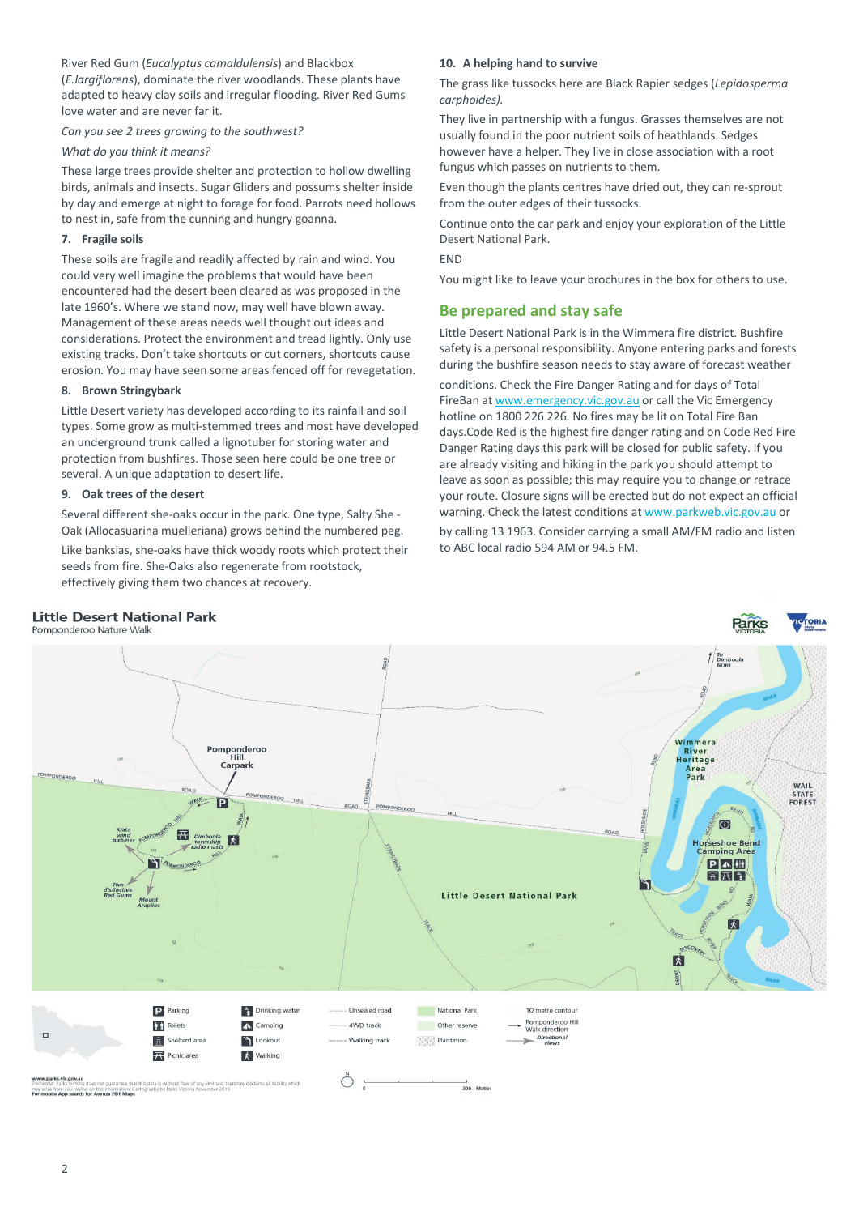River Red Gum (*Eucalyptus camaldulensis*) and Blackbox (*E.largiflorens*), dominate the river woodlands. These plants have adapted to heavy clay soils and irregular flooding. River Red Gums love water and are never far it.

*Can you see 2 trees growing to the southwest?*

*What do you think it means?*

These large trees provide shelter and protection to hollow dwelling birds, animals and insects. Sugar Gliders and possums shelter inside by day and emerge at night to forage for food. Parrots need hollows to nest in, safe from the cunning and hungry goanna.

### 7. Fragile soils

These soils are fragile and readily affected by rain and wind. You could very well imagine the problems that would have been encountered had the desert been cleared as was proposed in the late 1960's. Where we stand now, may well have blown away. Management of these areas needs well thought out ideas and considerations. Protect the environment and tread lightly. Only use existing tracks. Don't take shortcuts or cut corners, shortcuts cause erosion. You may have seen some areas fenced off for revegetation.

### 8. Brown Stringybark

Little Desert variety has developed according to its rainfall and soil types. Some grow as multi-stemmed trees and most have developed an underground trunk called a lignotuber for storing water and protection from bushfires. Those seen here could be one tree or several. A unique adaptation to desert life.

### 9. Oak trees of the desert

Several different she-oaks occur in the park. One type, Salty She - Oak (Allocasuarina muelleriana) grows behind the numbered peg.

Like banksias, she-oaks have thick woody fruits which protect their seeds from fire. She-Oaks also regenerate from rootstock, effectively giving them two chances at recovery.

### 10. A helping hand to survive

The grass like tussocks here are Black Rapier sedges (*Lepidosperma carphoides).*

They live in partnership with a fungus. Grasses themselves are not usually found in the poor nutrient soils of heathlands. Sedges however have a helper. They live in close association with a root fungus which passes on nutrients to them.

Even though the plants centres have dried out, they can re-sprout from the outer edges of their tussocks.

Continue onto the car park and enjoy your exploration of the Little Desert National Park.

END

You might like to leave your brochures in the box for others to use.

## Be prepared and stay safe

Little Desert National Park is in the Wimmera fire district. Bushfire safety is a personal responsibility. Anyone entering parks and forests during the bushfire season needs to stay aware of forecast weather conditions. Check the Fire Danger Rating and for days of Total FireBan at www.emergency.vic.gov.au or call the Vic Emergency hotline on 1800 226 226. No fires may be lit on Total Fire Ban days.Code Red is the highest fire danger rating and on Code Red Fire Danger Rating days this park will be closed for public safety. If you are already visiting and hiking in the park you should attempt to leave as soon as possible; this may require you to change or retrace your route. Closure signs will be erected but do not expect an official warning. Check the latest conditions at www.parkweb.vic.gov.au or by calling 13 1963. Consider carrying a small AM/FM radio and listen to ABC local radio 594 AM or 94.5 FM.

## Little Desert National Park

Pomponderoo Nature Walk

Pomponderoo Hill Carpark

Wimmera River Heritage Area Park

WAIL STATE FOREST

Horseshoe Bend Camping Area

Little Desert National Park

To Dimboola 6kms

Kiata wind turbines

Dimboola township radio masts

Two distinctive Red Gums

Mount Arapiles

Parking

Toilets

Sheltered area

Picnic area

Drinking water

Camping

Lookout

Walking

Unsealed road

4WD track

Walking track

National Park

Other reserve

Plantation

10 metre contour

Pomponderoo Hill Walk direction

Directional views

0

300 Metres

www.parks.vic.gov.au

Disclaimer: Parks Victoria does not guarantee that this data is without flaw of any kind and therefore disclaims all liability which may arise from you relying on this information. Cartography by Parks Victoria November 2019.

For mobile App search for Avenza PDF Maps